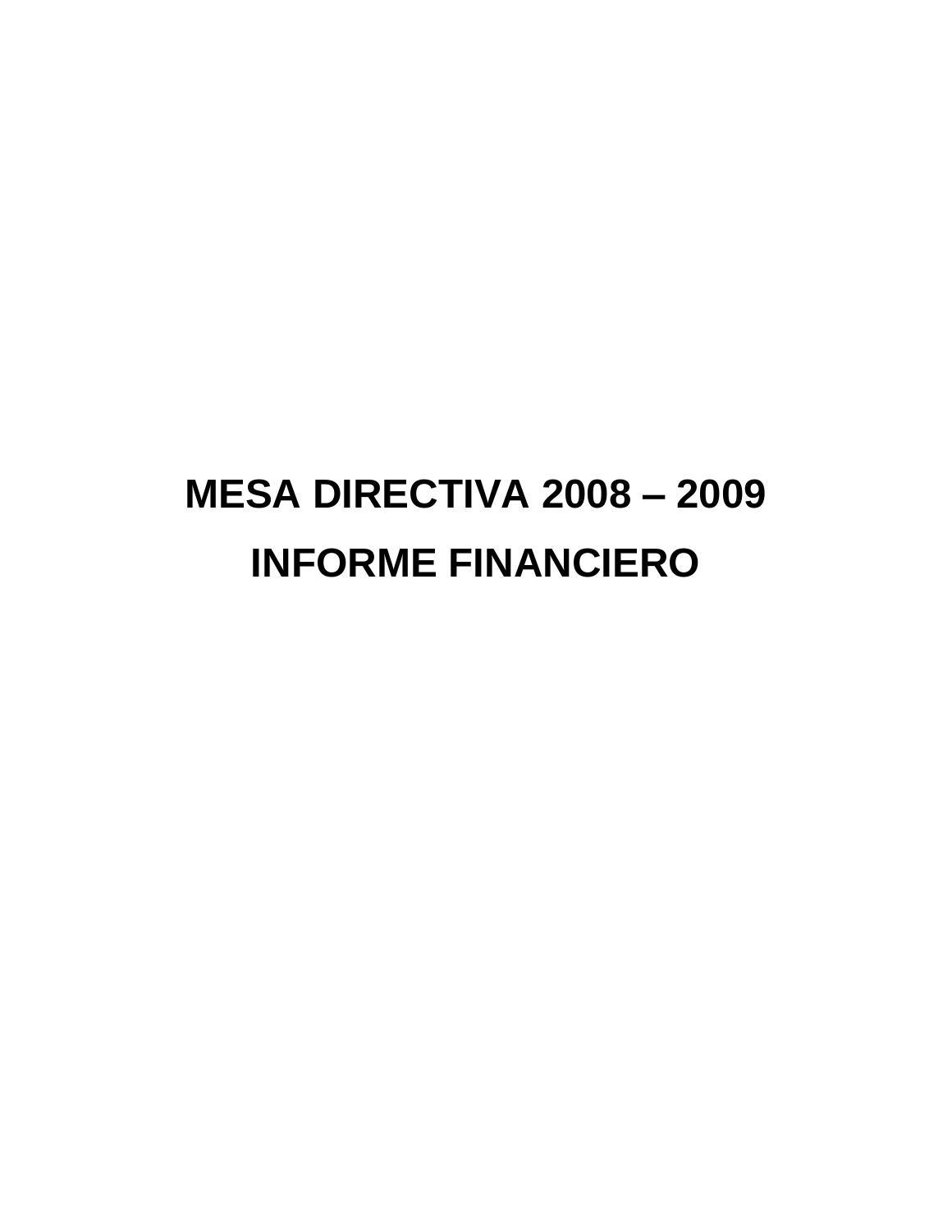# MESA DIRECTIVA 2008 – 2009

# INFORME FINANCIERO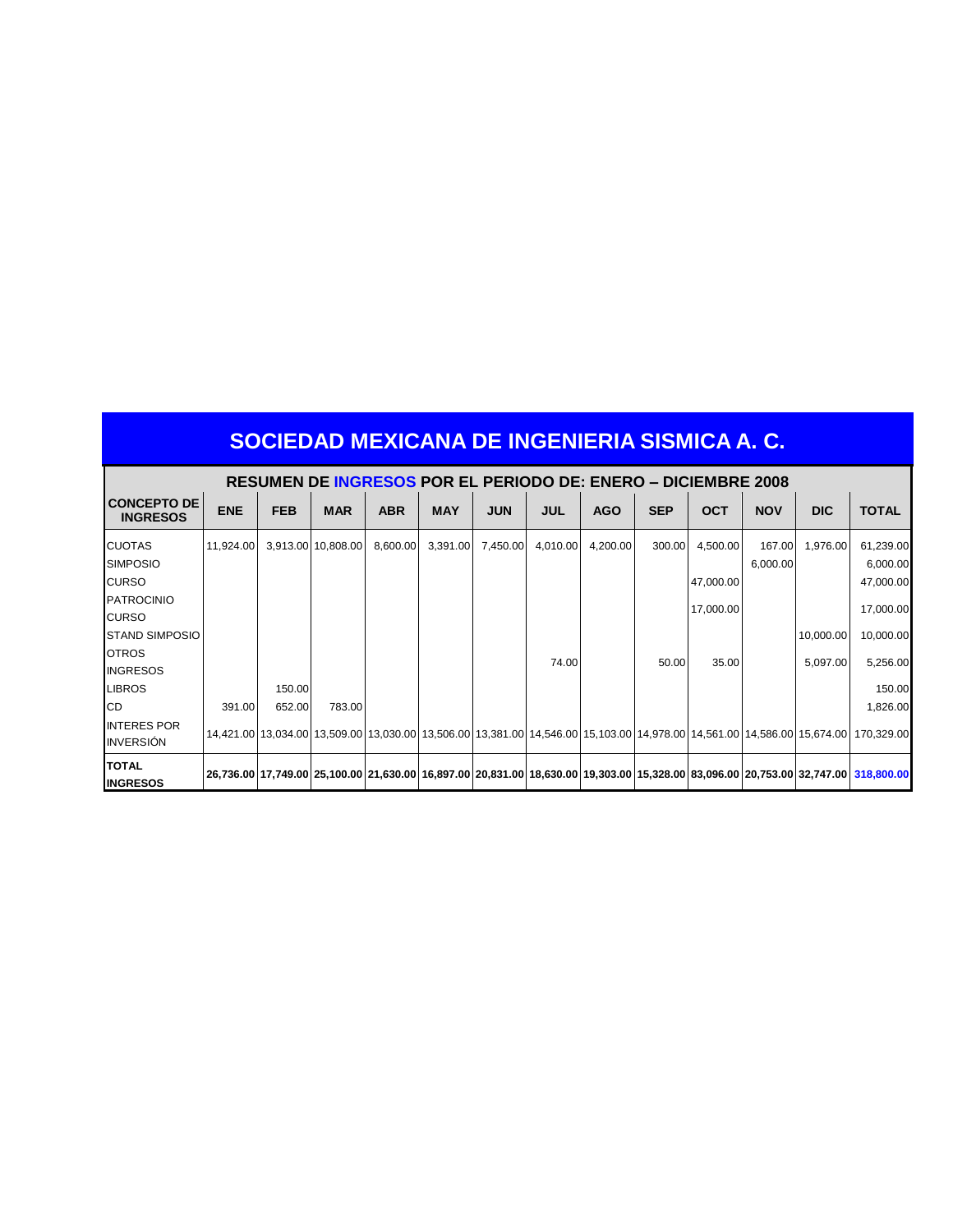# SOCIEDAD MEXICANA DE INGENIERIA SISMICA A. C.

## RESUMEN DE INGRESOS POR EL PERIODO DE: ENERO – DICIEMBRE 2008

| CONCEPTO DE INGRESOS | ENE | FEB | MAR | ABR | MAY | JUN | JUL | AGO | SEP | OCT | NOV | DIC | TOTAL |
|---|---|---|---|---|---|---|---|---|---|---|---|---|---|
| CUOTAS | 11,924.00 | 3,913.00 | 10,808.00 | 8,600.00 | 3,391.00 | 7,450.00 | 4,010.00 | 4,200.00 | 300.00 | 4,500.00 | 167.00 | 1,976.00 | 61,239.00 |
| SIMPOSIO | | | | | | | | | | | 6,000.00 | | 6,000.00 |
| CURSO | | | | | | | | | | 47,000.00 | | | 47,000.00 |
| PATROCINIO CURSO | | | | | | | | | | 17,000.00 | | | 17,000.00 |
| STAND SIMPOSIO | | | | | | | | | | | | 10,000.00 | 10,000.00 |
| OTROS INGRESOS | | | | | | | 74.00 | | 50.00 | 35.00 | | 5,097.00 | 5,256.00 |
| LIBROS | | 150.00 | | | | | | | | | | | 150.00 |
| CD | 391.00 | 652.00 | 783.00 | | | | | | | | | | 1,826.00 |
| INTERES POR INVERSIÓN | 14,421.00 | 13,034.00 | 13,509.00 | 13,030.00 | 13,506.00 | 13,381.00 | 14,546.00 | 15,103.00 | 14,978.00 | 14,561.00 | 14,586.00 | 15,674.00 | 170,329.00 |
| **TOTAL INGRESOS** | **26,736.00** | **17,749.00** | **25,100.00** | **21,630.00** | **16,897.00** | **20,831.00** | **18,630.00** | **19,303.00** | **15,328.00** | **83,096.00** | **20,753.00** | **32,747.00** | **318,800.00** |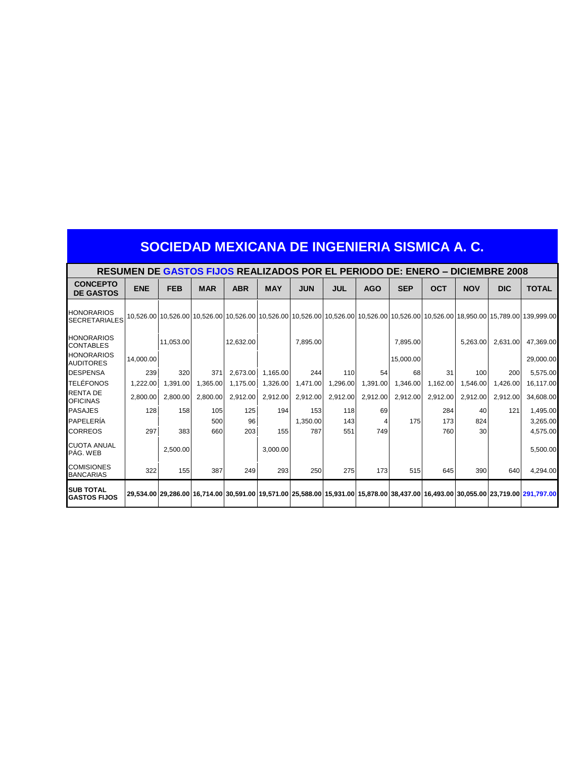# SOCIEDAD MEXICANA DE INGENIERIA SISMICA A. C.

## RESUMEN DE GASTOS FIJOS REALIZADOS POR EL PERIODO DE: ENERO – DICIEMBRE 2008

| CONCEPTO DE GASTOS | ENE | FEB | MAR | ABR | MAY | JUN | JUL | AGO | SEP | OCT | NOV | DIC | TOTAL |
|---|---|---|---|---|---|---|---|---|---|---|---|---|---|
| HONORARIOS SECRETARIALES | 10,526.00 | 10,526.00 | 10,526.00 | 10,526.00 | 10,526.00 | 10,526.00 | 10,526.00 | 10,526.00 | 10,526.00 | 10,526.00 | 18,950.00 | 15,789.00 | 139,999.00 |
| HONORARIOS CONTABLES | | 11,053.00 | | 12,632.00 | | 7,895.00 | | | 7,895.00 | | 5,263.00 | 2,631.00 | 47,369.00 |
| HONORARIOS AUDITORES | 14,000.00 | | | | | | | | 15,000.00 | | | | 29,000.00 |
| DESPENSA | 239 | 320 | 371 | 2,673.00 | 1,165.00 | 244 | 110 | 54 | 68 | 31 | 100 | 200 | 5,575.00 |
| TELÉFONOS | 1,222.00 | 1,391.00 | 1,365.00 | 1,175.00 | 1,326.00 | 1,471.00 | 1,296.00 | 1,391.00 | 1,346.00 | 1,162.00 | 1,546.00 | 1,426.00 | 16,117.00 |
| RENTA DE OFICINAS | 2,800.00 | 2,800.00 | 2,800.00 | 2,912.00 | 2,912.00 | 2,912.00 | 2,912.00 | 2,912.00 | 2,912.00 | 2,912.00 | 2,912.00 | 2,912.00 | 34,608.00 |
| PASAJES | 128 | 158 | 105 | 125 | 194 | 153 | 118 | 69 | | 284 | 40 | 121 | 1,495.00 |
| PAPELERÍA | | | 500 | 96 | | 1,350.00 | 143 | 4 | 175 | 173 | 824 | | 3,265.00 |
| CORREOS | 297 | 383 | 660 | 203 | 155 | 787 | 551 | 749 | | 760 | 30 | | 4,575.00 |
| CUOTA ANUAL PÁG. WEB | | 2,500.00 | | | 3,000.00 | | | | | | | | 5,500.00 |
| COMISIONES BANCARIAS | 322 | 155 | 387 | 249 | 293 | 250 | 275 | 173 | 515 | 645 | 390 | 640 | 4,294.00 |
| **SUB TOTAL GASTOS FIJOS** | **29,534.00** | **29,286.00** | **16,714.00** | **30,591.00** | **19,571.00** | **25,588.00** | **15,931.00** | **15,878.00** | **38,437.00** | **16,493.00** | **30,055.00** | **23,719.00** | **291,797.00** |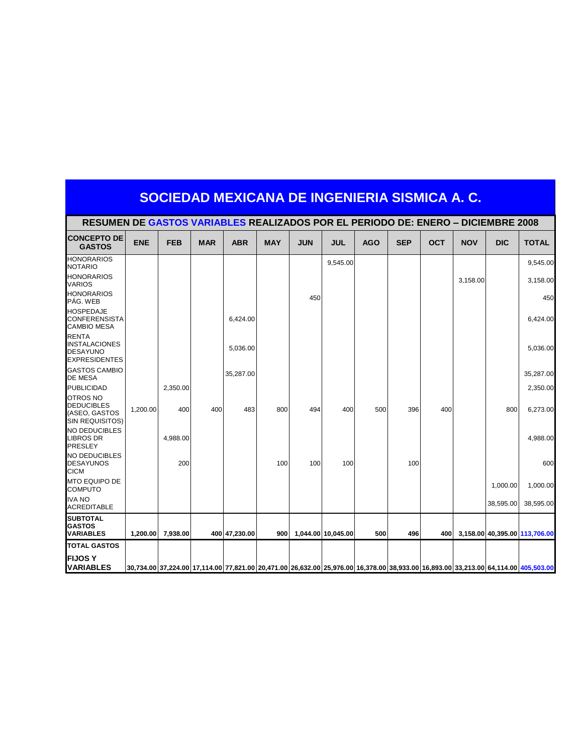# SOCIEDAD MEXICANA DE INGENIERIA SISMICA A. C.

## RESUMEN DE GASTOS VARIABLES REALIZADOS POR EL PERIODO DE: ENERO – DICIEMBRE 2008

| CONCEPTO DE GASTOS | ENE | FEB | MAR | ABR | MAY | JUN | JUL | AGO | SEP | OCT | NOV | DIC | TOTAL |
|---|---|---|---|---|---|---|---|---|---|---|---|---|---|
| HONORARIOS NOTARIO | | | | | | | 9,545.00 | | | | | | 9,545.00 |
| HONORARIOS VARIOS | | | | | | | | | | | 3,158.00 | | 3,158.00 |
| HONORARIOS PÁG. WEB | | | | | | 450 | | | | | | | 450 |
| HOSPEDAJE CONFERENSISTA CAMBIO MESA | | | | 6,424.00 | | | | | | | | | 6,424.00 |
| RENTA INSTALACIONES DESAYUNO EXPRESIDENTES | | | | 5,036.00 | | | | | | | | | 5,036.00 |
| GASTOS CAMBIO DE MESA | | | | 35,287.00 | | | | | | | | | 35,287.00 |
| PUBLICIDAD | | 2,350.00 | | | | | | | | | | | 2,350.00 |
| OTROS NO DEDUCIBLES (ASEO, GASTOS SIN REQUISITOS) | 1,200.00 | 400 | 400 | 483 | 800 | 494 | 400 | 500 | 396 | 400 | | 800 | 6,273.00 |
| NO DEDUCIBLES LIBROS DR PRESLEY | | 4,988.00 | | | | | | | | | | | 4,988.00 |
| NO DEDUCIBLES DESAYUNOS CICM | | 200 | | | 100 | 100 | 100 | | 100 | | | | 600 |
| MTO EQUIPO DE COMPUTO | | | | | | | | | | | | 1,000.00 | 1,000.00 |
| IVA NO ACREDITABLE | | | | | | | | | | | | 38,595.00 | 38,595.00 |
| **SUBTOTAL GASTOS VARIABLES** | **1,200.00** | **7,938.00** | **400** | **47,230.00** | **900** | **1,044.00** | **10,045.00** | **500** | **496** | **400** | **3,158.00** | **40,395.00** | **113,706.00** |
| **TOTAL GASTOS FIJOS Y VARIABLES** | **30,734.00** | **37,224.00** | **17,114.00** | **77,821.00** | **20,471.00** | **26,632.00** | **25,976.00** | **16,378.00** | **38,933.00** | **16,893.00** | **33,213.00** | **64,114.00** | **405,503.00** |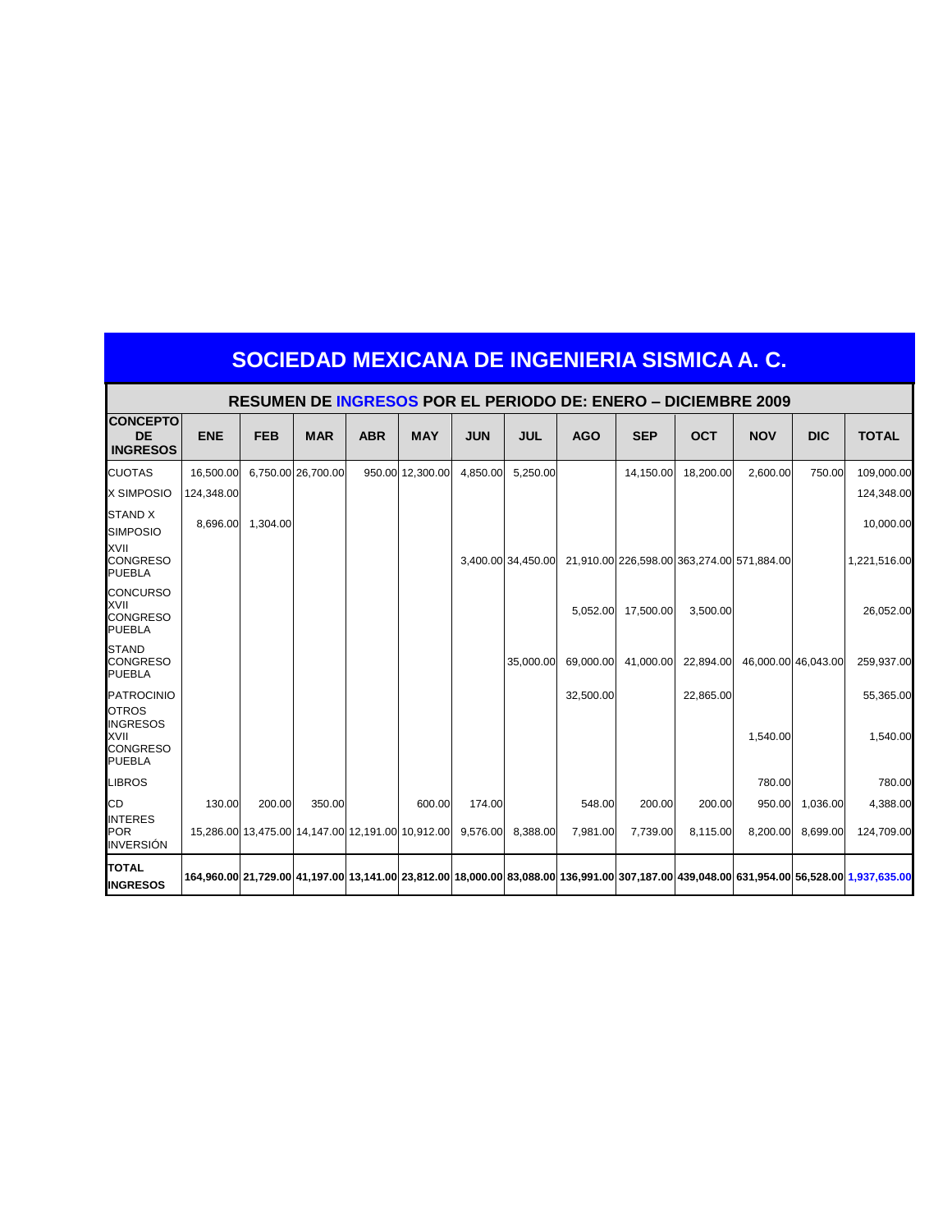# SOCIEDAD MEXICANA DE INGENIERIA SISMICA A. C.

## RESUMEN DE INGRESOS POR EL PERIODO DE: ENERO – DICIEMBRE 2009

| CONCEPTO DE INGRESOS | ENE | FEB | MAR | ABR | MAY | JUN | JUL | AGO | SEP | OCT | NOV | DIC | TOTAL |
|---|---|---|---|---|---|---|---|---|---|---|---|---|---|
| CUOTAS | 16,500.00 | 6,750.00 | 26,700.00 | 950.00 | 12,300.00 | 4,850.00 | 5,250.00 | | 14,150.00 | 18,200.00 | 2,600.00 | 750.00 | 109,000.00 |
| X SIMPOSIO | 124,348.00 | | | | | | | | | | | | 124,348.00 |
| STAND X SIMPOSIO | 8,696.00 | 1,304.00 | | | | | | | | | | | 10,000.00 |
| XVII CONGRESO PUEBLA | | | | | | 3,400.00 | 34,450.00 | 21,910.00 | 226,598.00 | 363,274.00 | 571,884.00 | | 1,221,516.00 |
| CONCURSO XVII CONGRESO PUEBLA | | | | | | | | 5,052.00 | 17,500.00 | 3,500.00 | | | 26,052.00 |
| STAND CONGRESO PUEBLA | | | | | | | 35,000.00 | 69,000.00 | 41,000.00 | 22,894.00 | 46,000.00 | 46,043.00 | 259,937.00 |
| PATROCINIO | | | | | | | | 32,500.00 | | 22,865.00 | | | 55,365.00 |
| OTROS INGRESOS XVII CONGRESO PUEBLA | | | | | | | | | | | 1,540.00 | | 1,540.00 |
| LIBROS | | | | | | | | | | | 780.00 | | 780.00 |
| CD | 130.00 | 200.00 | 350.00 | | 600.00 | 174.00 | | 548.00 | 200.00 | 200.00 | 950.00 | 1,036.00 | 4,388.00 |
| INTERES POR INVERSIÓN | 15,286.00 | 13,475.00 | 14,147.00 | 12,191.00 | 10,912.00 | 9,576.00 | 8,388.00 | 7,981.00 | 7,739.00 | 8,115.00 | 8,200.00 | 8,699.00 | 124,709.00 |
| **TOTAL INGRESOS** | **164,960.00** | **21,729.00** | **41,197.00** | **13,141.00** | **23,812.00** | **18,000.00** | **83,088.00** | **136,991.00** | **307,187.00** | **439,048.00** | **631,954.00** | **56,528.00** | **1,937,635.00** |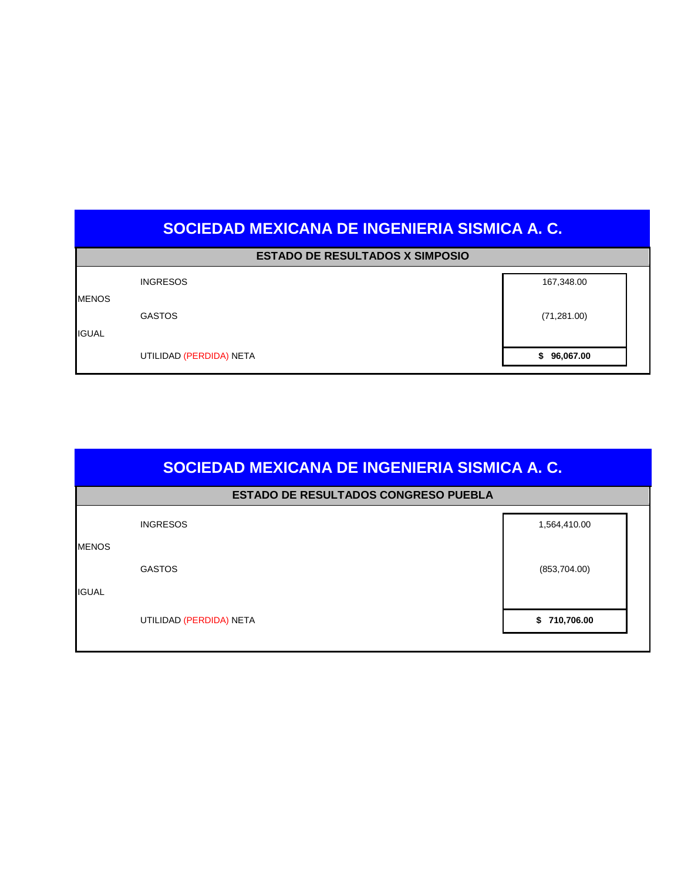## SOCIEDAD MEXICANA DE INGENIERIA SISMICA A. C.

### ESTADO DE RESULTADOS X SIMPOSIO

| | | |
|---|---|---|
| | INGRESOS | 167,348.00 |
| MENOS | | |
| | GASTOS | (71,281.00) |
| IGUAL | | |
| | UTILIDAD (PERDIDA) NETA | **$ 96,067.00** |

## SOCIEDAD MEXICANA DE INGENIERIA SISMICA A. C.

### ESTADO DE RESULTADOS CONGRESO PUEBLA

| | | |
|---|---|---|
| | INGRESOS | 1,564,410.00 |
| MENOS | | |
| | GASTOS | (853,704.00) |
| IGUAL | | |
| | UTILIDAD (PERDIDA) NETA | **$ 710,706.00** |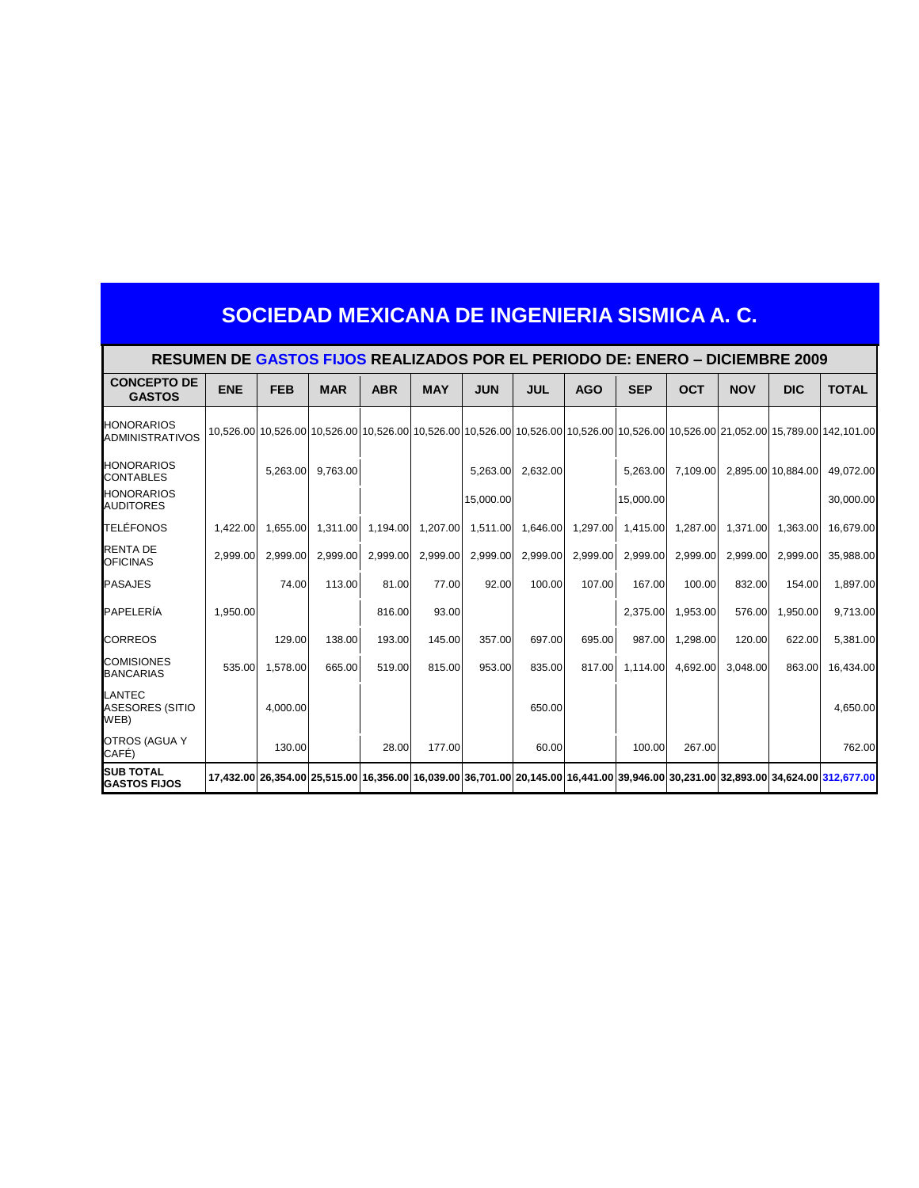# SOCIEDAD MEXICANA DE INGENIERIA SISMICA A. C.

## RESUMEN DE GASTOS FIJOS REALIZADOS POR EL PERIODO DE: ENERO – DICIEMBRE 2009

| CONCEPTO DE GASTOS | ENE | FEB | MAR | ABR | MAY | JUN | JUL | AGO | SEP | OCT | NOV | DIC | TOTAL |
|---|---|---|---|---|---|---|---|---|---|---|---|---|---|
| HONORARIOS ADMINISTRATIVOS | 10,526.00 | 10,526.00 | 10,526.00 | 10,526.00 | 10,526.00 | 10,526.00 | 10,526.00 | 10,526.00 | 10,526.00 | 10,526.00 | 21,052.00 | 15,789.00 | 142,101.00 |
| HONORARIOS CONTABLES | | 5,263.00 | 9,763.00 | | | 5,263.00 | 2,632.00 | | 5,263.00 | 7,109.00 | 2,895.00 | 10,884.00 | 49,072.00 |
| HONORARIOS AUDITORES | | | | | | 15,000.00 | | | 15,000.00 | | | | 30,000.00 |
| TELÉFONOS | 1,422.00 | 1,655.00 | 1,311.00 | 1,194.00 | 1,207.00 | 1,511.00 | 1,646.00 | 1,297.00 | 1,415.00 | 1,287.00 | 1,371.00 | 1,363.00 | 16,679.00 |
| RENTA DE OFICINAS | 2,999.00 | 2,999.00 | 2,999.00 | 2,999.00 | 2,999.00 | 2,999.00 | 2,999.00 | 2,999.00 | 2,999.00 | 2,999.00 | 2,999.00 | 2,999.00 | 35,988.00 |
| PASAJES | | 74.00 | 113.00 | 81.00 | 77.00 | 92.00 | 100.00 | 107.00 | 167.00 | 100.00 | 832.00 | 154.00 | 1,897.00 |
| PAPELERÍA | 1,950.00 | | | 816.00 | 93.00 | | | | 2,375.00 | 1,953.00 | 576.00 | 1,950.00 | 9,713.00 |
| CORREOS | | 129.00 | 138.00 | 193.00 | 145.00 | 357.00 | 697.00 | 695.00 | 987.00 | 1,298.00 | 120.00 | 622.00 | 5,381.00 |
| COMISIONES BANCARIAS | 535.00 | 1,578.00 | 665.00 | 519.00 | 815.00 | 953.00 | 835.00 | 817.00 | 1,114.00 | 4,692.00 | 3,048.00 | 863.00 | 16,434.00 |
| LANTEC ASESORES (SITIO WEB) | | 4,000.00 | | | | | 650.00 | | | | | | 4,650.00 |
| OTROS (AGUA Y CAFÉ) | | 130.00 | | 28.00 | 177.00 | | 60.00 | | 100.00 | 267.00 | | | 762.00 |
| **SUB TOTAL GASTOS FIJOS** | **17,432.00** | **26,354.00** | **25,515.00** | **16,356.00** | **16,039.00** | **36,701.00** | **20,145.00** | **16,441.00** | **39,946.00** | **30,231.00** | **32,893.00** | **34,624.00** | **312,677.00** |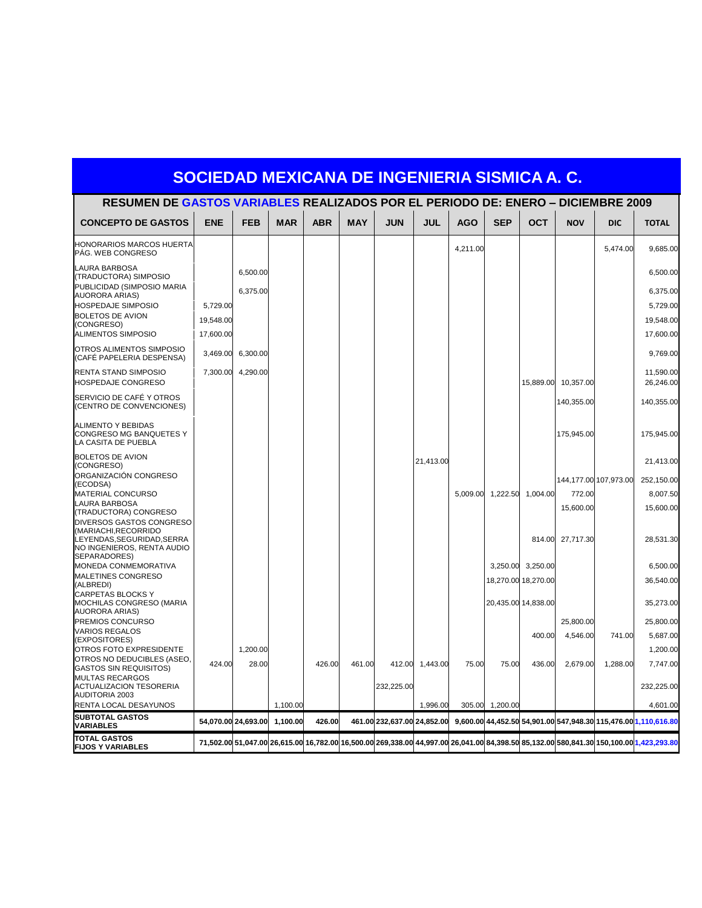# SOCIEDAD MEXICANA DE INGENIERIA SISMICA A. C.

## RESUMEN DE GASTOS VARIABLES REALIZADOS POR EL PERIODO DE: ENERO – DICIEMBRE 2009

| CONCEPTO DE GASTOS | ENE | FEB | MAR | ABR | MAY | JUN | JUL | AGO | SEP | OCT | NOV | DIC | TOTAL |
|---|---|---|---|---|---|---|---|---|---|---|---|---|---|
| HONORARIOS MARCOS HUERTA PÁG. WEB CONGRESO | | | | | | | | 4,211.00 | | | | 5,474.00 | 9,685.00 |
| LAURA BARBOSA (TRADUCTORA) SIMPOSIO | | 6,500.00 | | | | | | | | | | | 6,500.00 |
| PUBLICIDAD (SIMPOSIO MARIA AUORORA ARIAS) | | 6,375.00 | | | | | | | | | | | 6,375.00 |
| HOSPEDAJE SIMPOSIO | 5,729.00 | | | | | | | | | | | | 5,729.00 |
| BOLETOS DE AVION (CONGRESO) | 19,548.00 | | | | | | | | | | | | 19,548.00 |
| ALIMENTOS SIMPOSIO | 17,600.00 | | | | | | | | | | | | 17,600.00 |
| OTROS ALIMENTOS SIMPOSIO (CAFÉ PAPELERIA DESPENSA) | 3,469.00 | 6,300.00 | | | | | | | | | | | 9,769.00 |
| RENTA STAND SIMPOSIO | 7,300.00 | 4,290.00 | | | | | | | | | | | 11,590.00 |
| HOSPEDAJE CONGRESO | | | | | | | | | | 15,889.00 | 10,357.00 | | 26,246.00 |
| SERVICIO DE CAFÉ Y OTROS (CENTRO DE CONVENCIONES) | | | | | | | | | | | 140,355.00 | | 140,355.00 |
| ALIMENTO Y BEBIDAS CONGRESO MG BANQUETES Y LA CASITA DE PUEBLA | | | | | | | | | | | 175,945.00 | | 175,945.00 |
| BOLETOS DE AVION (CONGRESO) | | | | | | | 21,413.00 | | | | | | 21,413.00 |
| ORGANIZACIÓN CONGRESO (ECODSA) | | | | | | | | | | | 144,177.00 | 107,973.00 | 252,150.00 |
| MATERIAL CONCURSO | | | | | | | | 5,009.00 | 1,222.50 | 1,004.00 | 772.00 | | 8,007.50 |
| LAURA BARBOSA (TRADUCTORA) CONGRESO | | | | | | | | | | | 15,600.00 | | 15,600.00 |
| DIVERSOS GASTOS CONGRESO (MARIACHI,RECORRIDO LEYENDAS,SEGURIDAD,SERRA NO INGENIEROS, RENTA AUDIO SEPARADORES) | | | | | | | | | | 814.00 | 27,717.30 | | 28,531.30 |
| MONEDA CONMEMORATIVA | | | | | | | | | 3,250.00 | 3,250.00 | | | 6,500.00 |
| MALETINES CONGRESO (ALBREDI) | | | | | | | | | 18,270.00 | 18,270.00 | | | 36,540.00 |
| CARPETAS BLOCKS Y MOCHILAS CONGRESO (MARIA AUORORA ARIAS) | | | | | | | | | 20,435.00 | 14,838.00 | | | 35,273.00 |
| PREMIOS CONCURSO | | | | | | | | | | | 25,800.00 | | 25,800.00 |
| VARIOS REGALOS (EXPOSITORES) | | | | | | | | | | 400.00 | 4,546.00 | 741.00 | 5,687.00 |
| OTROS FOTO EXPRESIDENTE | | 1,200.00 | | | | | | | | | | | 1,200.00 |
| OTROS NO DEDUCIBLES (ASEO, GASTOS SIN REQUISITOS) | 424.00 | 28.00 | | 426.00 | 461.00 | 412.00 | 1,443.00 | 75.00 | 75.00 | 436.00 | 2,679.00 | 1,288.00 | 7,747.00 |
| MULTAS RECARGOS ACTUALIZACION TESORERIA AUDITORIA 2003 | | | | | | 232,225.00 | | | | | | | 232,225.00 |
| RENTA LOCAL DESAYUNOS | | | 1,100.00 | | | | 1,996.00 | 305.00 | 1,200.00 | | | | 4,601.00 |
| **SUBTOTAL GASTOS VARIABLES** | **54,070.00** | **24,693.00** | **1,100.00** | **426.00** | **461.00** | **232,637.00** | **24,852.00** | **9,600.00** | **44,452.50** | **54,901.00** | **547,948.30** | **115,476.00** | **1,110,616.80** |
| **TOTAL GASTOS FIJOS Y VARIABLES** | **71,502.00** | **51,047.00** | **26,615.00** | **16,782.00** | **16,500.00** | **269,338.00** | **44,997.00** | **26,041.00** | **84,398.50** | **85,132.00** | **580,841.30** | **150,100.00** | **1,423,293.80** |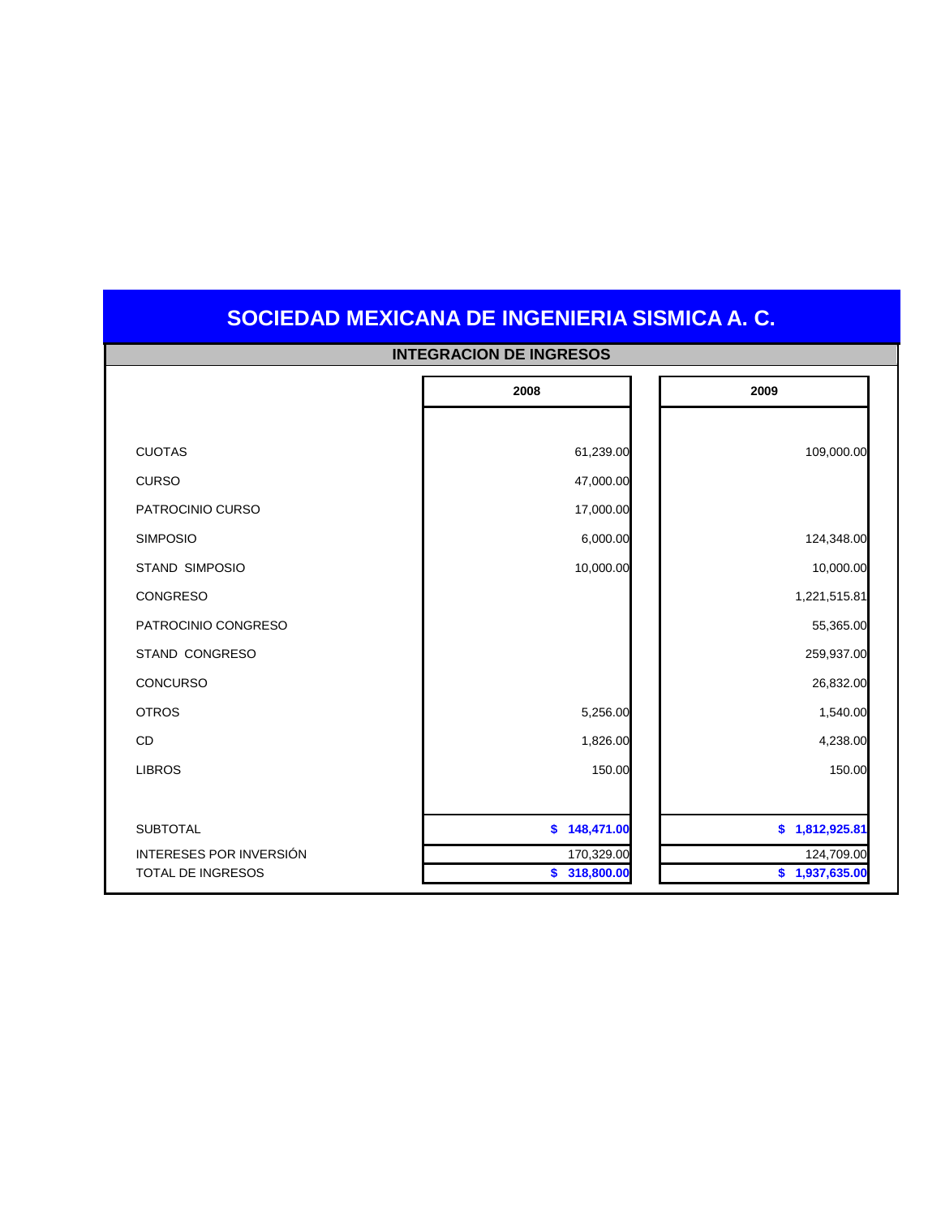# SOCIEDAD MEXICANA DE INGENIERIA SISMICA A. C.

## INTEGRACION DE INGRESOS

| | 2008 | 2009 |
|---|---|---|
| CUOTAS | 61,239.00 | 109,000.00 |
| CURSO | 47,000.00 | |
| PATROCINIO CURSO | 17,000.00 | |
| SIMPOSIO | 6,000.00 | 124,348.00 |
| STAND SIMPOSIO | 10,000.00 | 10,000.00 |
| CONGRESO | | 1,221,515.81 |
| PATROCINIO CONGRESO | | 55,365.00 |
| STAND CONGRESO | | 259,937.00 |
| CONCURSO | | 26,832.00 |
| OTROS | 5,256.00 | 1,540.00 |
| CD | 1,826.00 | 4,238.00 |
| LIBROS | 150.00 | 150.00 |
| SUBTOTAL | **$ 148,471.00** | **$ 1,812,925.81** |
| INTERESES POR INVERSIÓN | 170,329.00 | 124,709.00 |
| TOTAL DE INGRESOS | **$ 318,800.00** | **$ 1,937,635.00** |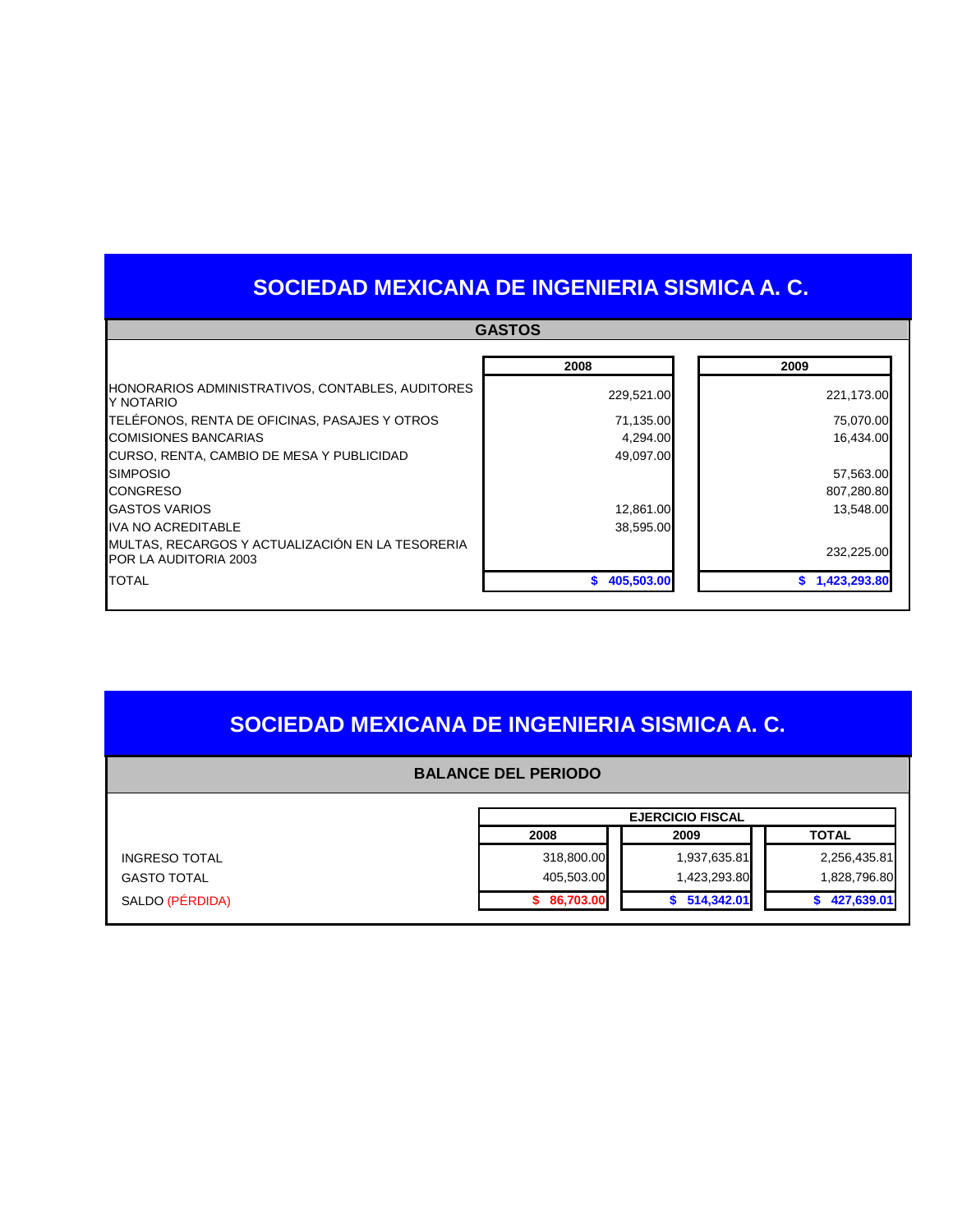## SOCIEDAD MEXICANA DE INGENIERIA SISMICA A. C.

### GASTOS

| | 2008 | 2009 |
|---|---|---|
| HONORARIOS ADMINISTRATIVOS, CONTABLES, AUDITORES Y NOTARIO | 229,521.00 | 221,173.00 |
| TELÉFONOS, RENTA DE OFICINAS, PASAJES Y OTROS | 71,135.00 | 75,070.00 |
| COMISIONES BANCARIAS | 4,294.00 | 16,434.00 |
| CURSO, RENTA, CAMBIO DE MESA Y PUBLICIDAD | 49,097.00 | |
| SIMPOSIO | | 57,563.00 |
| CONGRESO | | 807,280.80 |
| GASTOS VARIOS | 12,861.00 | 13,548.00 |
| IVA NO ACREDITABLE | 38,595.00 | |
| MULTAS, RECARGOS Y ACTUALIZACIÓN EN LA TESORERIA POR LA AUDITORIA 2003 | | 232,225.00 |
| TOTAL | **$ 405,503.00** | **$ 1,423,293.80** |

## SOCIEDAD MEXICANA DE INGENIERIA SISMICA A. C.

### BALANCE DEL PERIODO

| | EJERCICIO FISCAL | | |
|---|---|---|---|
| | 2008 | 2009 | TOTAL |
| INGRESO TOTAL | 318,800.00 | 1,937,635.81 | 2,256,435.81 |
| GASTO TOTAL | 405,503.00 | 1,423,293.80 | 1,828,796.80 |
| SALDO (PÉRDIDA) | **$ 86,703.00** | **$ 514,342.01** | **$ 427,639.01** |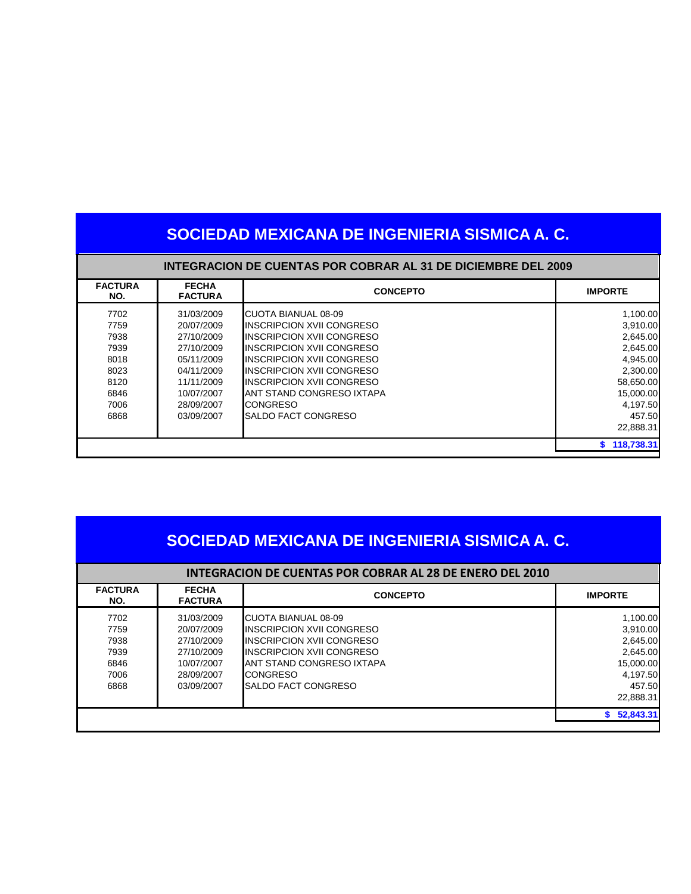# SOCIEDAD MEXICANA DE INGENIERIA SISMICA A. C.

## INTEGRACION DE CUENTAS POR COBRAR AL 31 DE DICIEMBRE DEL 2009

| FACTURA NO. | FECHA FACTURA | CONCEPTO | IMPORTE |
|---|---|---|---|
| 7702 | 31/03/2009 | CUOTA BIANUAL 08-09 | 1,100.00 |
| 7759 | 20/07/2009 | INSCRIPCION XVII CONGRESO | 3,910.00 |
| 7938 | 27/10/2009 | INSCRIPCION XVII CONGRESO | 2,645.00 |
| 7939 | 27/10/2009 | INSCRIPCION XVII CONGRESO | 2,645.00 |
| 8018 | 05/11/2009 | INSCRIPCION XVII CONGRESO | 4,945.00 |
| 8023 | 04/11/2009 | INSCRIPCION XVII CONGRESO | 2,300.00 |
| 8120 | 11/11/2009 | INSCRIPCION XVII CONGRESO | 58,650.00 |
| 6846 | 10/07/2007 | ANT STAND CONGRESO IXTAPA | 15,000.00 |
| 7006 | 28/09/2007 | CONGRESO | 4,197.50 |
| 6868 | 03/09/2007 | SALDO FACT CONGRESO | 457.50 |
| | | | 22,888.31 |
| | | | **$ 118,738.31** |

# SOCIEDAD MEXICANA DE INGENIERIA SISMICA A. C.

## INTEGRACION DE CUENTAS POR COBRAR AL 28 DE ENERO DEL 2010

| FACTURA NO. | FECHA FACTURA | CONCEPTO | IMPORTE |
|---|---|---|---|
| 7702 | 31/03/2009 | CUOTA BIANUAL 08-09 | 1,100.00 |
| 7759 | 20/07/2009 | INSCRIPCION XVII CONGRESO | 3,910.00 |
| 7938 | 27/10/2009 | INSCRIPCION XVII CONGRESO | 2,645.00 |
| 7939 | 27/10/2009 | INSCRIPCION XVII CONGRESO | 2,645.00 |
| 6846 | 10/07/2007 | ANT STAND CONGRESO IXTAPA | 15,000.00 |
| 7006 | 28/09/2007 | CONGRESO | 4,197.50 |
| 6868 | 03/09/2007 | SALDO FACT CONGRESO | 457.50 |
| | | | 22,888.31 |
| | | | **$ 52,843.31** |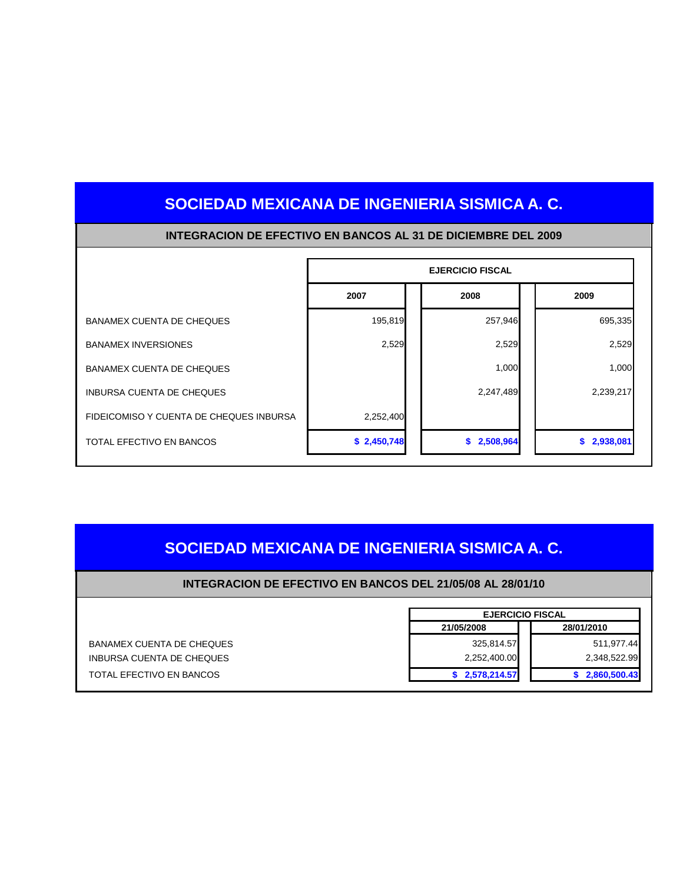# SOCIEDAD MEXICANA DE INGENIERIA SISMICA A. C.

## INTEGRACION DE EFECTIVO EN BANCOS AL 31 DE DICIEMBRE DEL 2009

| | EJERCICIO FISCAL | | |
|---|---|---|---|
| | **2007** | **2008** | **2009** |
| BANAMEX CUENTA DE CHEQUES | 195,819 | 257,946 | 695,335 |
| BANAMEX INVERSIONES | 2,529 | 2,529 | 2,529 |
| BANAMEX CUENTA DE CHEQUES | | 1,000 | 1,000 |
| INBURSA CUENTA DE CHEQUES | | 2,247,489 | 2,239,217 |
| FIDEICOMISO Y CUENTA DE CHEQUES INBURSA | 2,252,400 | | |
| TOTAL EFECTIVO EN BANCOS | **$ 2,450,748** | **$ 2,508,964** | **$ 2,938,081** |

# SOCIEDAD MEXICANA DE INGENIERIA SISMICA A. C.

## INTEGRACION DE EFECTIVO EN BANCOS DEL 21/05/08 AL 28/01/10

| | EJERCICIO FISCAL | |
|---|---|---|
| | **21/05/2008** | **28/01/2010** |
| BANAMEX CUENTA DE CHEQUES | 325,814.57 | 511,977.44 |
| INBURSA CUENTA DE CHEQUES | 2,252,400.00 | 2,348,522.99 |
| TOTAL EFECTIVO EN BANCOS | **$ 2,578,214.57** | **$ 2,860,500.43** |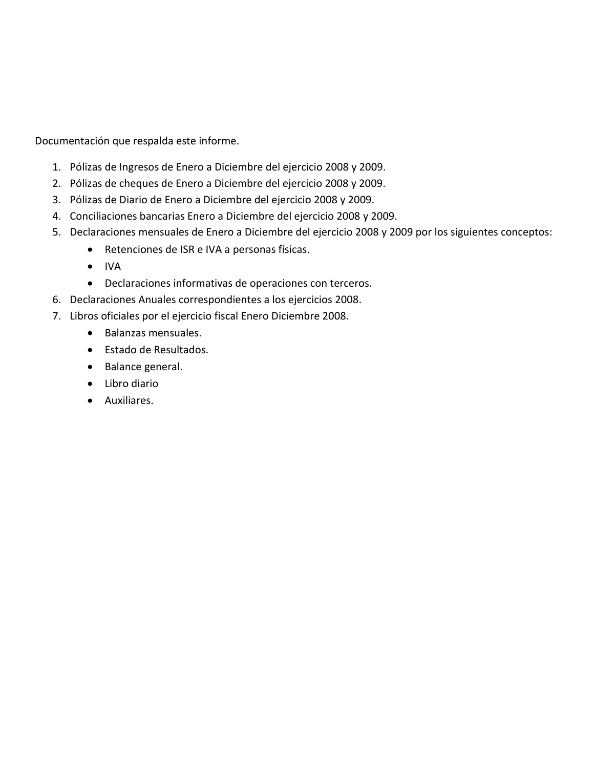Documentación que respalda este informe.

1. Pólizas de Ingresos de Enero a Diciembre del ejercicio 2008 y 2009.
2. Pólizas de cheques de Enero a Diciembre del ejercicio 2008 y 2009.
3. Pólizas de Diario de Enero a Diciembre del ejercicio 2008 y 2009.
4. Conciliaciones bancarias Enero a Diciembre del ejercicio 2008 y 2009.
5. Declaraciones mensuales de Enero a Diciembre del ejercicio 2008 y 2009 por los siguientes conceptos:
   - Retenciones de ISR e IVA a personas físicas.
   - IVA
   - Declaraciones informativas de operaciones con terceros.
6. Declaraciones Anuales correspondientes a los ejercicios 2008.
7. Libros oficiales por el ejercicio fiscal Enero Diciembre 2008.
   - Balanzas mensuales.
   - Estado de Resultados.
   - Balance general.
   - Libro diario
   - Auxiliares.